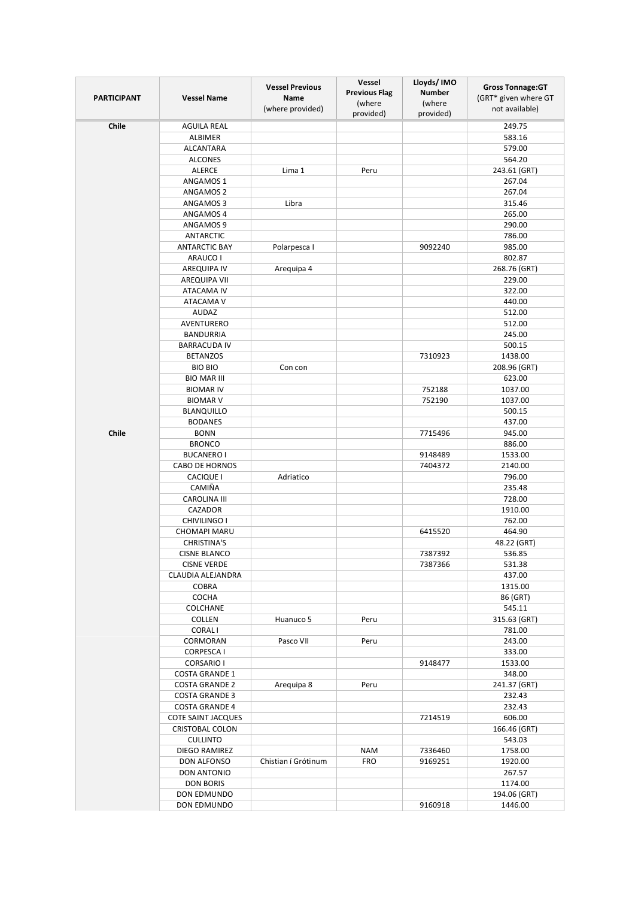| PARTICIPANT | Vessel Name | Vessel Previous Name (where provided) | Vessel Previous Flag (where provided) | Lloyds/ IMO Number (where provided) | Gross Tonnage:GT (GRT* given where GT not available) |
|---|---|---|---|---|---|
| Chile | AGUILA REAL | | | | 249.75 |
| | ALBIMER | | | | 583.16 |
| | ALCANTARA | | | | 579.00 |
| | ALCONES | | | | 564.20 |
| | ALERCE | Lima 1 | Peru | | 243.61 (GRT) |
| | ANGAMOS 1 | | | | 267.04 |
| | ANGAMOS 2 | | | | 267.04 |
| | ANGAMOS 3 | Libra | | | 315.46 |
| | ANGAMOS 4 | | | | 265.00 |
| | ANGAMOS 9 | | | | 290.00 |
| | ANTARCTIC | | | | 786.00 |
| | ANTARCTIC BAY | Polarpesca I | | 9092240 | 985.00 |
| | ARAUCO I | | | | 802.87 |
| | AREQUIPA IV | Arequipa 4 | | | 268.76 (GRT) |
| | AREQUIPA VII | | | | 229.00 |
| | ATACAMA IV | | | | 322.00 |
| | ATACAMA V | | | | 440.00 |
| | AUDAZ | | | | 512.00 |
| | AVENTURERO | | | | 512.00 |
| | BANDURRIA | | | | 245.00 |
| | BARRACUDA IV | | | | 500.15 |
| | BETANZOS | | | 7310923 | 1438.00 |
| | BIO BIO | Con con | | | 208.96 (GRT) |
| | BIO MAR III | | | | 623.00 |
| | BIOMAR IV | | | 752188 | 1037.00 |
| | BIOMAR V | | | 752190 | 1037.00 |
| | BLANQUILLO | | | | 500.15 |
| | BODANES | | | | 437.00 |
| Chile | BONN | | | 7715496 | 945.00 |
| | BRONCO | | | | 886.00 |
| | BUCANERO I | | | 9148489 | 1533.00 |
| | CABO DE HORNOS | | | 7404372 | 2140.00 |
| | CACIQUE I | Adriatico | | | 796.00 |
| | CAMIÑA | | | | 235.48 |
| | CAROLINA III | | | | 728.00 |
| | CAZADOR | | | | 1910.00 |
| | CHIVILINGO I | | | | 762.00 |
| | CHOMAPI MARU | | | 6415520 | 464.90 |
| | CHRISTINA'S | | | | 48.22 (GRT) |
| | CISNE BLANCO | | | 7387392 | 536.85 |
| | CISNE VERDE | | | 7387366 | 531.38 |
| | CLAUDIA ALEJANDRA | | | | 437.00 |
| | COBRA | | | | 1315.00 |
| | COCHA | | | | 86 (GRT) |
| | COLCHANE | | | | 545.11 |
| | COLLEN | Huanuco 5 | Peru | | 315.63 (GRT) |
| | CORAL I | | | | 781.00 |
| | CORMORAN | Pasco VII | Peru | | 243.00 |
| | CORPESCA I | | | | 333.00 |
| | CORSARIO I | | | 9148477 | 1533.00 |
| | COSTA GRANDE 1 | | | | 348.00 |
| | COSTA GRANDE 2 | Arequipa 8 | Peru | | 241.37 (GRT) |
| | COSTA GRANDE 3 | | | | 232.43 |
| | COSTA GRANDE 4 | | | | 232.43 |
| | COTE SAINT JACQUES | | | 7214519 | 606.00 |
| | CRISTOBAL COLON | | | | 166.46 (GRT) |
| | CULLINTO | | | | 543.03 |
| | DIEGO RAMIREZ | | NAM | 7336460 | 1758.00 |
| | DON ALFONSO | Chistian í Grótinum | FRO | 9169251 | 1920.00 |
| | DON ANTONIO | | | | 267.57 |
| | DON BORIS | | | | 1174.00 |
| | DON EDMUNDO | | | | 194.06 (GRT) |
| | DON EDMUNDO | | | 9160918 | 1446.00 |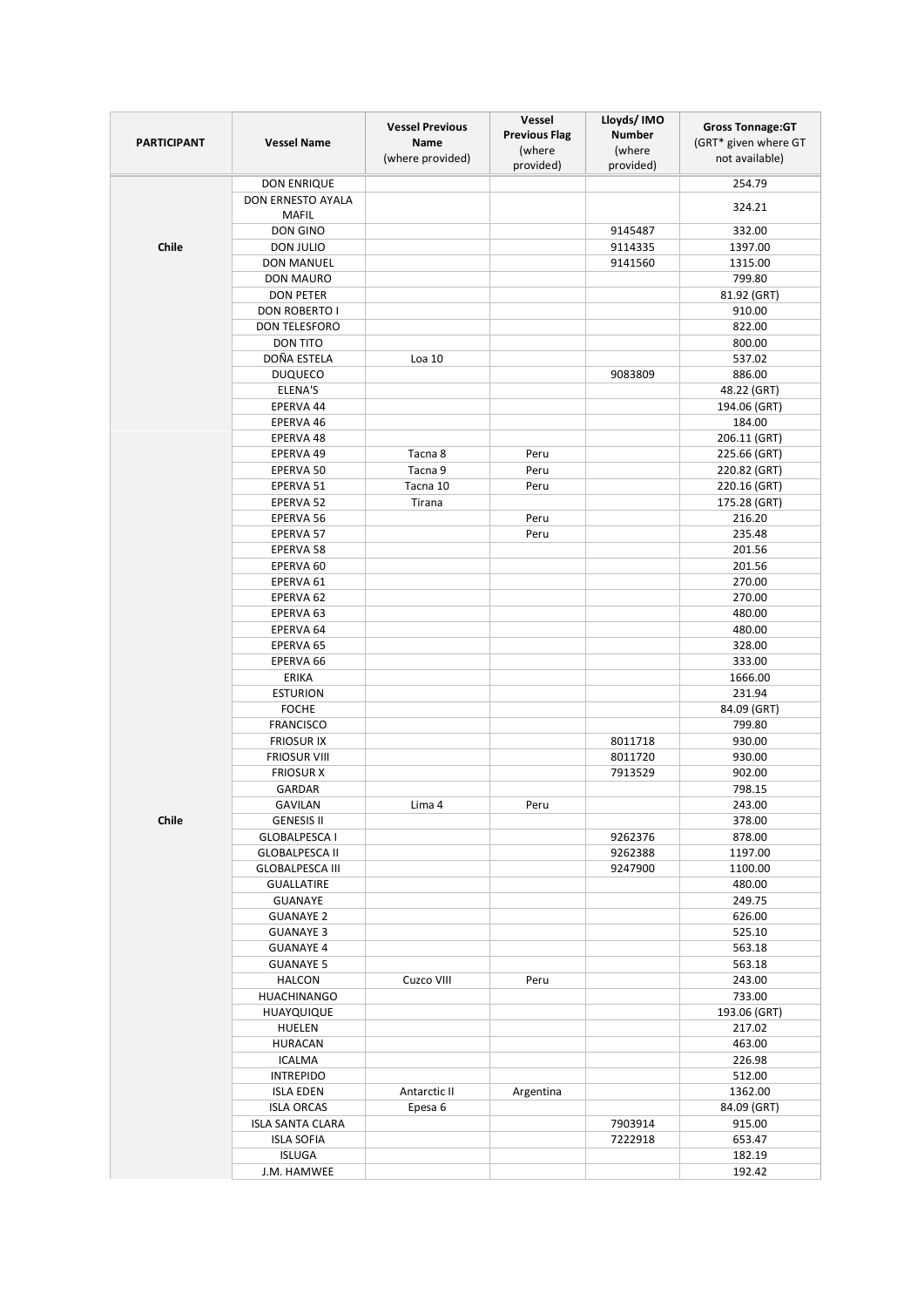| PARTICIPANT | Vessel Name | Vessel Previous Name (where provided) | Vessel Previous Flag (where provided) | Lloyds/ IMO Number (where provided) | Gross Tonnage:GT (GRT* given where GT not available) |
|---|---|---|---|---|---|
| Chile | DON ENRIQUE | | | | 254.79 |
| | DON ERNESTO AYALA MAFIL | | | | 324.21 |
| | DON GINO | | | 9145487 | 332.00 |
| | DON JULIO | | | 9114335 | 1397.00 |
| | DON MANUEL | | | 9141560 | 1315.00 |
| | DON MAURO | | | | 799.80 |
| | DON PETER | | | | 81.92 (GRT) |
| | DON ROBERTO I | | | | 910.00 |
| | DON TELESFORO | | | | 822.00 |
| | DON TITO | | | | 800.00 |
| | DOÑA ESTELA | Loa 10 | | | 537.02 |
| | DUQUECO | | | 9083809 | 886.00 |
| | ELENA'S | | | | 48.22 (GRT) |
| | EPERVA 44 | | | | 194.06 (GRT) |
| | EPERVA 46 | | | | 184.00 |
| Chile | EPERVA 48 | | | | 206.11 (GRT) |
| | EPERVA 49 | Tacna 8 | Peru | | 225.66 (GRT) |
| | EPERVA 50 | Tacna 9 | Peru | | 220.82 (GRT) |
| | EPERVA 51 | Tacna 10 | Peru | | 220.16 (GRT) |
| | EPERVA 52 | Tirana | | | 175.28 (GRT) |
| | EPERVA 56 | | Peru | | 216.20 |
| | EPERVA 57 | | Peru | | 235.48 |
| | EPERVA 58 | | | | 201.56 |
| | EPERVA 60 | | | | 201.56 |
| | EPERVA 61 | | | | 270.00 |
| | EPERVA 62 | | | | 270.00 |
| | EPERVA 63 | | | | 480.00 |
| | EPERVA 64 | | | | 480.00 |
| | EPERVA 65 | | | | 328.00 |
| | EPERVA 66 | | | | 333.00 |
| | ERIKA | | | | 1666.00 |
| | ESTURION | | | | 231.94 |
| | FOCHE | | | | 84.09 (GRT) |
| | FRANCISCO | | | | 799.80 |
| | FRIOSUR IX | | | 8011718 | 930.00 |
| | FRIOSUR VIII | | | 8011720 | 930.00 |
| | FRIOSUR X | | | 7913529 | 902.00 |
| | GARDAR | | | | 798.15 |
| | GAVILAN | Lima 4 | Peru | | 243.00 |
| | GENESIS II | | | | 378.00 |
| | GLOBALPESCA I | | | 9262376 | 878.00 |
| | GLOBALPESCA II | | | 9262388 | 1197.00 |
| | GLOBALPESCA III | | | 9247900 | 1100.00 |
| | GUALLATIRE | | | | 480.00 |
| | GUANAYE | | | | 249.75 |
| | GUANAYE 2 | | | | 626.00 |
| | GUANAYE 3 | | | | 525.10 |
| | GUANAYE 4 | | | | 563.18 |
| | GUANAYE 5 | | | | 563.18 |
| | HALCON | Cuzco VIII | Peru | | 243.00 |
| | HUACHINANGO | | | | 733.00 |
| | HUAYQUIQUE | | | | 193.06 (GRT) |
| | HUELEN | | | | 217.02 |
| | HURACAN | | | | 463.00 |
| | ICALMA | | | | 226.98 |
| | INTREPIDO | | | | 512.00 |
| | ISLA EDEN | Antarctic II | Argentina | | 1362.00 |
| | ISLA ORCAS | Epesa 6 | | | 84.09 (GRT) |
| | ISLA SANTA CLARA | | | 7903914 | 915.00 |
| | ISLA SOFIA | | | 7222918 | 653.47 |
| | ISLUGA | | | | 182.19 |
| | J.M. HAMWEE | | | | 192.42 |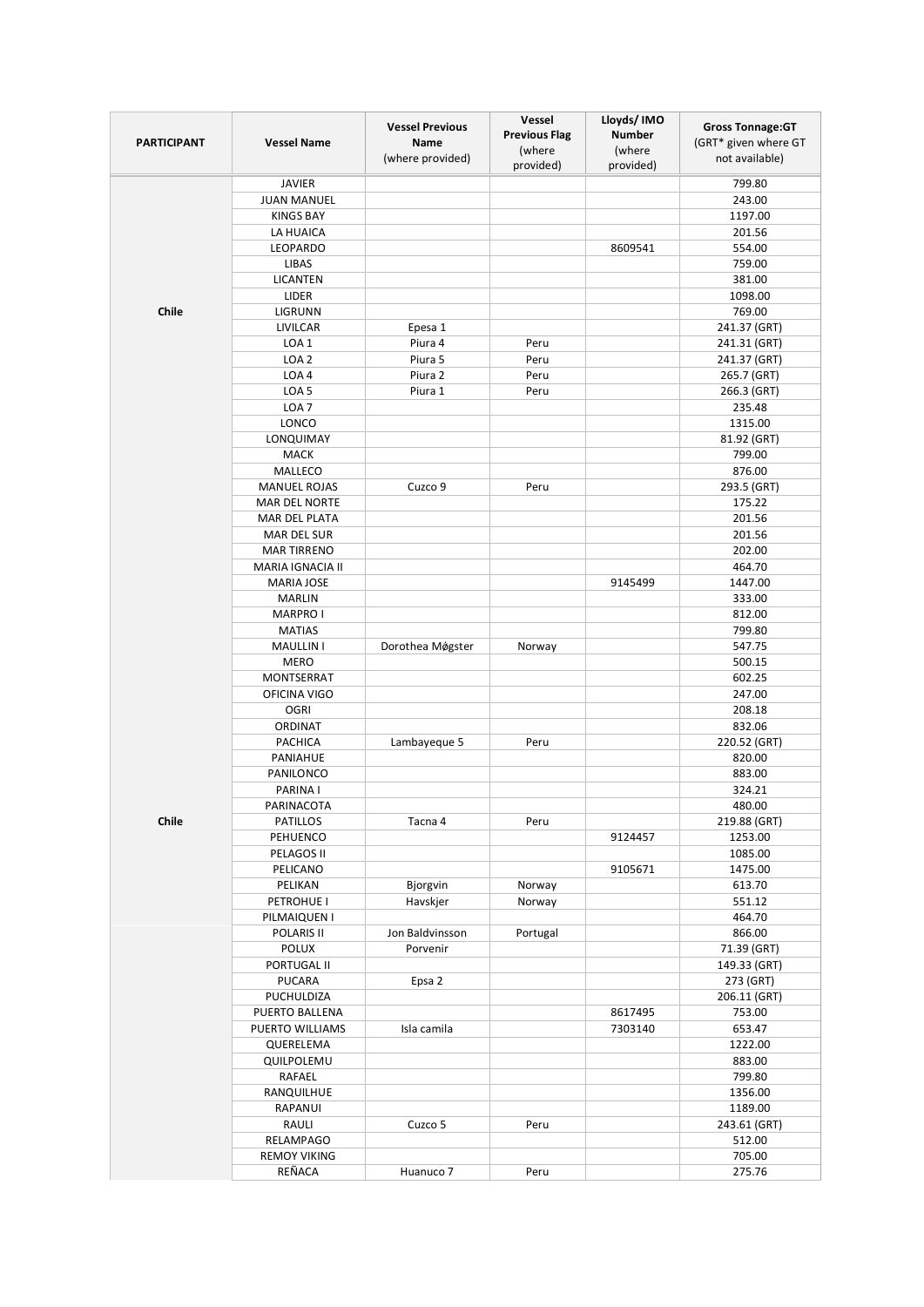| PARTICIPANT | Vessel Name | Vessel Previous Name (where provided) | Vessel Previous Flag (where provided) | Lloyds/ IMO Number (where provided) | Gross Tonnage:GT (GRT* given where GT not available) |
|---|---|---|---|---|---|
| Chile | JAVIER | | | | 799.80 |
| | JUAN MANUEL | | | | 243.00 |
| | KINGS BAY | | | | 1197.00 |
| | LA HUAICA | | | | 201.56 |
| | LEOPARDO | | | 8609541 | 554.00 |
| | LIBAS | | | | 759.00 |
| | LICANTEN | | | | 381.00 |
| | LIDER | | | | 1098.00 |
| | LIGRUNN | | | | 769.00 |
| | LIVILCAR | Epesa 1 | | | 241.37 (GRT) |
| | LOA 1 | Piura 4 | Peru | | 241.31 (GRT) |
| | LOA 2 | Piura 5 | Peru | | 241.37 (GRT) |
| | LOA 4 | Piura 2 | Peru | | 265.7 (GRT) |
| | LOA 5 | Piura 1 | Peru | | 266.3 (GRT) |
| | LOA 7 | | | | 235.48 |
| | LONCO | | | | 1315.00 |
| | LONQUIMAY | | | | 81.92 (GRT) |
| | MACK | | | | 799.00 |
| | MALLECO | | | | 876.00 |
| | MANUEL ROJAS | Cuzco 9 | Peru | | 293.5 (GRT) |
| | MAR DEL NORTE | | | | 175.22 |
| | MAR DEL PLATA | | | | 201.56 |
| | MAR DEL SUR | | | | 201.56 |
| | MAR TIRRENO | | | | 202.00 |
| | MARIA IGNACIA II | | | | 464.70 |
| | MARIA JOSE | | | 9145499 | 1447.00 |
| | MARLIN | | | | 333.00 |
| | MARPRO I | | | | 812.00 |
| | MATIAS | | | | 799.80 |
| | MAULLIN I | Dorothea Møgster | Norway | | 547.75 |
| | MERO | | | | 500.15 |
| | MONTSERRAT | | | | 602.25 |
| | OFICINA VIGO | | | | 247.00 |
| | OGRI | | | | 208.18 |
| | ORDINAT | | | | 832.06 |
| | PACHICA | Lambayeque 5 | Peru | | 220.52 (GRT) |
| | PANIAHUE | | | | 820.00 |
| | PANILONCO | | | | 883.00 |
| | PARINA I | | | | 324.21 |
| | PARINACOTA | | | | 480.00 |
| Chile | PATILLOS | Tacna 4 | Peru | | 219.88 (GRT) |
| | PEHUENCO | | | 9124457 | 1253.00 |
| | PELAGOS II | | | | 1085.00 |
| | PELICANO | | | 9105671 | 1475.00 |
| | PELIKAN | Bjorgvin | Norway | | 613.70 |
| | PETROHUE I | Havskjer | Norway | | 551.12 |
| | PILMAIQUEN I | | | | 464.70 |
| | POLARIS II | Jon Baldvinsson | Portugal | | 866.00 |
| | POLUX | Porvenir | | | 71.39 (GRT) |
| | PORTUGAL II | | | | 149.33 (GRT) |
| | PUCARA | Epsa 2 | | | 273 (GRT) |
| | PUCHULDIZA | | | | 206.11 (GRT) |
| | PUERTO BALLENA | | | 8617495 | 753.00 |
| | PUERTO WILLIAMS | Isla camila | | 7303140 | 653.47 |
| | QUERELEMA | | | | 1222.00 |
| | QUILPOLEMU | | | | 883.00 |
| | RAFAEL | | | | 799.80 |
| | RANQUILHUE | | | | 1356.00 |
| | RAPANUI | | | | 1189.00 |
| | RAULI | Cuzco 5 | Peru | | 243.61 (GRT) |
| | RELAMPAGO | | | | 512.00 |
| | REMOY VIKING | | | | 705.00 |
| | REÑACA | Huanuco 7 | Peru | | 275.76 |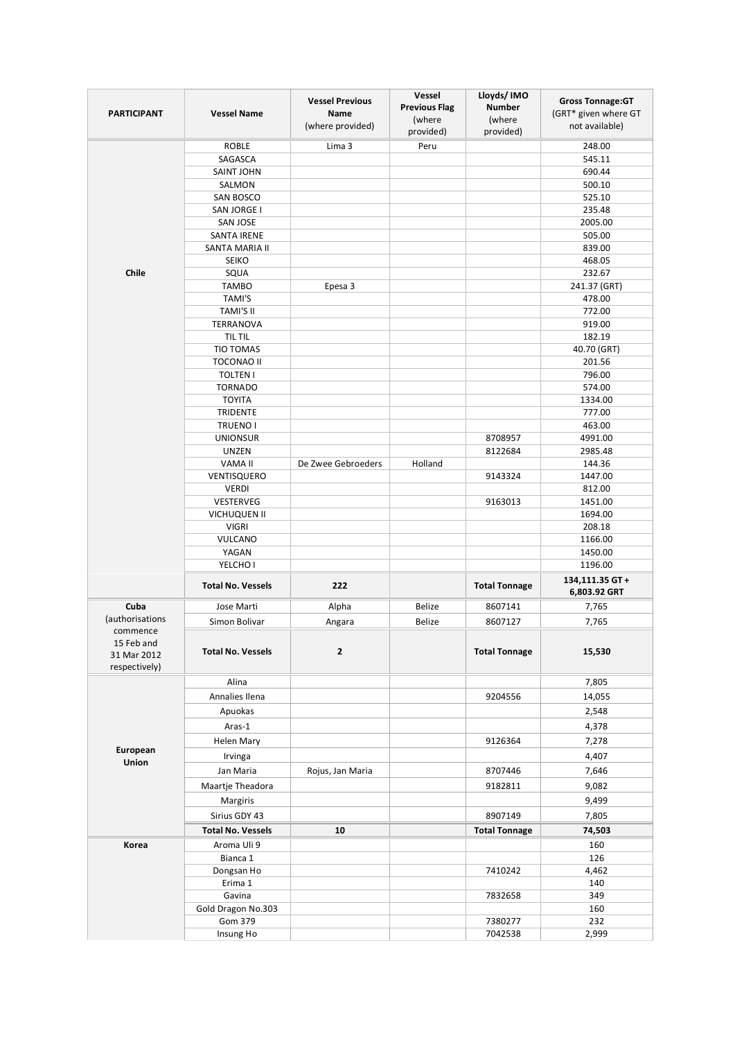| PARTICIPANT | Vessel Name | Vessel Previous Name (where provided) | Vessel Previous Flag (where provided) | Lloyds/ IMO Number (where provided) | Gross Tonnage:GT (GRT* given where GT not available) |
|---|---|---|---|---|---|
| Chile | ROBLE | Lima 3 | Peru | | 248.00 |
| | SAGASCA | | | | 545.11 |
| | SAINT JOHN | | | | 690.44 |
| | SALMON | | | | 500.10 |
| | SAN BOSCO | | | | 525.10 |
| | SAN JORGE I | | | | 235.48 |
| | SAN JOSE | | | | 2005.00 |
| | SANTA IRENE | | | | 505.00 |
| | SANTA MARIA II | | | | 839.00 |
| | SEIKO | | | | 468.05 |
| | SQUA | | | | 232.67 |
| | TAMBO | Epesa 3 | | | 241.37 (GRT) |
| | TAMI'S | | | | 478.00 |
| | TAMI'S II | | | | 772.00 |
| | TERRANOVA | | | | 919.00 |
| | TIL TIL | | | | 182.19 |
| | TIO TOMAS | | | | 40.70 (GRT) |
| | TOCONAO II | | | | 201.56 |
| | TOLTEN I | | | | 796.00 |
| | TORNADO | | | | 574.00 |
| | TOYITA | | | | 1334.00 |
| | TRIDENTE | | | | 777.00 |
| | TRUENO I | | | | 463.00 |
| | UNIONSUR | | | 8708957 | 4991.00 |
| | UNZEN | | | 8122684 | 2985.48 |
| | VAMA II | De Zwee Gebroeders | Holland | | 144.36 |
| | VENTISQUERO | | | 9143324 | 1447.00 |
| | VERDI | | | | 812.00 |
| | VESTERVEG | | | 9163013 | 1451.00 |
| | VICHUQUEN II | | | | 1694.00 |
| | VIGRI | | | | 208.18 |
| | VULCANO | | | | 1166.00 |
| | YAGAN | | | | 1450.00 |
| | YELCHO I | | | | 1196.00 |
| | **Total No. Vessels** | **222** | | **Total Tonnage** | **134,111.35 GT + 6,803.92 GRT** |
| **Cuba** (authorisations commence 15 Feb and 31 Mar 2012 respectively) | Jose Marti | Alpha | Belize | 8607141 | 7,765 |
| | Simon Bolivar | Angara | Belize | 8607127 | 7,765 |
| | **Total No. Vessels** | **2** | | **Total Tonnage** | **15,530** |
| **European Union** | Alina | | | | 7,805 |
| | Annalies Ilena | | | 9204556 | 14,055 |
| | Apuokas | | | | 2,548 |
| | Aras-1 | | | | 4,378 |
| | Helen Mary | | | 9126364 | 7,278 |
| | Irvinga | | | | 4,407 |
| | Jan Maria | Rojus, Jan Maria | | 8707446 | 7,646 |
| | Maartje Theadora | | | 9182811 | 9,082 |
| | Margiris | | | | 9,499 |
| | Sirius GDY 43 | | | 8907149 | 7,805 |
| | **Total No. Vessels** | **10** | | **Total Tonnage** | **74,503** |
| **Korea** | Aroma Uli 9 | | | | 160 |
| | Bianca 1 | | | | 126 |
| | Dongsan Ho | | | 7410242 | 4,462 |
| | Erima 1 | | | | 140 |
| | Gavina | | | 7832658 | 349 |
| | Gold Dragon No.303 | | | | 160 |
| | Gom 379 | | | 7380277 | 232 |
| | Insung Ho | | | 7042538 | 2,999 |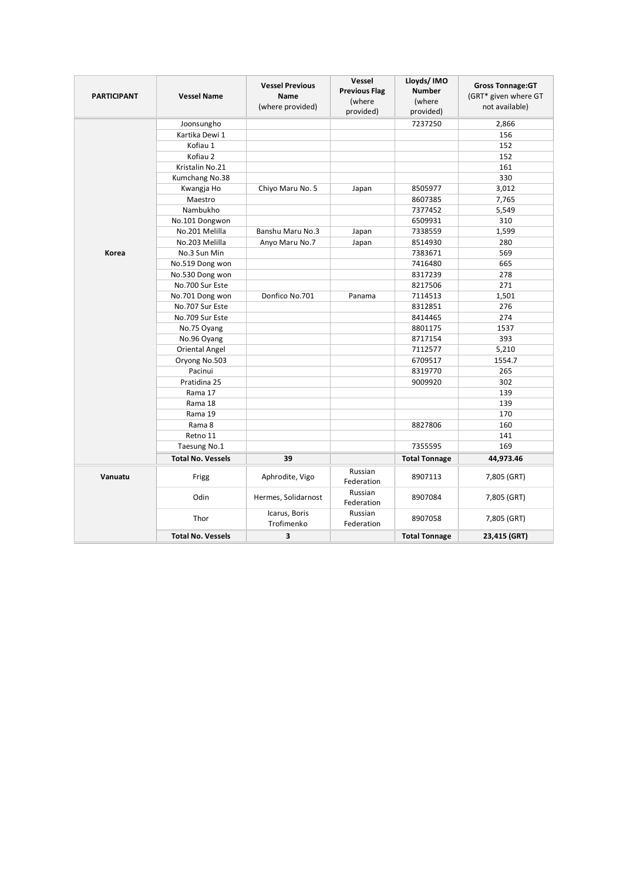| PARTICIPANT | Vessel Name | Vessel Previous Name (where provided) | Vessel Previous Flag (where provided) | Lloyds/ IMO Number (where provided) | Gross Tonnage:GT (GRT* given where GT not available) |
|---|---|---|---|---|---|
| Korea | Joonsungho | | | 7237250 | 2,866 |
| | Kartika Dewi 1 | | | | 156 |
| | Kofiau 1 | | | | 152 |
| | Kofiau 2 | | | | 152 |
| | Kristalin No.21 | | | | 161 |
| | Kumchang No.38 | | | | 330 |
| | Kwangja Ho | Chiyo Maru No. 5 | Japan | 8505977 | 3,012 |
| | Maestro | | | 8607385 | 7,765 |
| | Nambukho | | | 7377452 | 5,549 |
| | No.101 Dongwon | | | 6509931 | 310 |
| | No.201 Melilla | Banshu Maru No.3 | Japan | 7338559 | 1,599 |
| | No.203 Melilla | Anyo Maru No.7 | Japan | 8514930 | 280 |
| | No.3 Sun Min | | | 7383671 | 569 |
| | No.519 Dong won | | | 7416480 | 665 |
| | No.530 Dong won | | | 8317239 | 278 |
| | No.700 Sur Este | | | 8217506 | 271 |
| | No.701 Dong won | Donfico No.701 | Panama | 7114513 | 1,501 |
| | No.707 Sur Este | | | 8312851 | 276 |
| | No.709 Sur Este | | | 8414465 | 274 |
| | No.75 Oyang | | | 8801175 | 1537 |
| | No.96 Oyang | | | 8717154 | 393 |
| | Oriental Angel | | | 7112577 | 5,210 |
| | Oryong No.503 | | | 6709517 | 1554.7 |
| | Pacinui | | | 8319770 | 265 |
| | Pratidina 25 | | | 9009920 | 302 |
| | Rama 17 | | | | 139 |
| | Rama 18 | | | | 139 |
| | Rama 19 | | | | 170 |
| | Rama 8 | | | 8827806 | 160 |
| | Retno 11 | | | | 141 |
| | Taesung No.1 | | | 7355595 | 169 |
| | **Total No. Vessels** | **39** | | **Total Tonnage** | **44,973.46** |
| Vanuatu | Frigg | Aphrodite, Vigo | Russian Federation | 8907113 | 7,805 (GRT) |
| | Odin | Hermes, Solidarnost | Russian Federation | 8907084 | 7,805 (GRT) |
| | Thor | Icarus, Boris Trofimenko | Russian Federation | 8907058 | 7,805 (GRT) |
| | **Total No. Vessels** | **3** | | **Total Tonnage** | **23,415 (GRT)** |